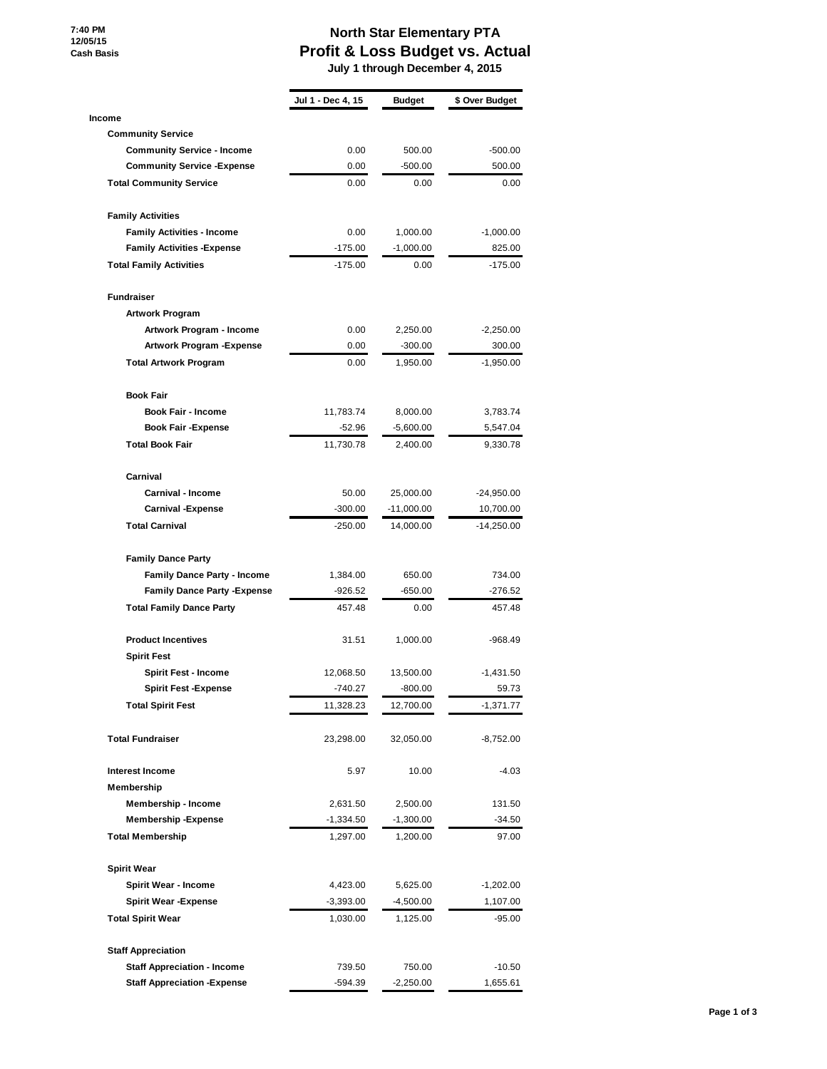7:40 PM
12/05/15
Cash Basis

# North Star Elementary PTA
## Profit & Loss Budget vs. Actual
### July 1 through December 4, 2015

| | Jul 1 - Dec 4, 15 | Budget | $ Over Budget |
|---|---|---|---|
| **Income** | | | |
| **Community Service** | | | |
| **Community Service - Income** | 0.00 | 500.00 | -500.00 |
| **Community Service -Expense** | 0.00 | -500.00 | 500.00 |
| **Total Community Service** | 0.00 | 0.00 | 0.00 |
| **Family Activities** | | | |
| **Family Activities - Income** | 0.00 | 1,000.00 | -1,000.00 |
| **Family Activities -Expense** | -175.00 | -1,000.00 | 825.00 |
| **Total Family Activities** | -175.00 | 0.00 | -175.00 |
| **Fundraiser** | | | |
| **Artwork Program** | | | |
| **Artwork Program - Income** | 0.00 | 2,250.00 | -2,250.00 |
| **Artwork Program -Expense** | 0.00 | -300.00 | 300.00 |
| **Total Artwork Program** | 0.00 | 1,950.00 | -1,950.00 |
| **Book Fair** | | | |
| **Book Fair - Income** | 11,783.74 | 8,000.00 | 3,783.74 |
| **Book Fair -Expense** | -52.96 | -5,600.00 | 5,547.04 |
| **Total Book Fair** | 11,730.78 | 2,400.00 | 9,330.78 |
| **Carnival** | | | |
| **Carnival - Income** | 50.00 | 25,000.00 | -24,950.00 |
| **Carnival -Expense** | -300.00 | -11,000.00 | 10,700.00 |
| **Total Carnival** | -250.00 | 14,000.00 | -14,250.00 |
| **Family Dance Party** | | | |
| **Family Dance Party - Income** | 1,384.00 | 650.00 | 734.00 |
| **Family Dance Party -Expense** | -926.52 | -650.00 | -276.52 |
| **Total Family Dance Party** | 457.48 | 0.00 | 457.48 |
| **Product Incentives** | 31.51 | 1,000.00 | -968.49 |
| **Spirit Fest** | | | |
| **Spirit Fest - Income** | 12,068.50 | 13,500.00 | -1,431.50 |
| **Spirit Fest -Expense** | -740.27 | -800.00 | 59.73 |
| **Total Spirit Fest** | 11,328.23 | 12,700.00 | -1,371.77 |
| **Total Fundraiser** | 23,298.00 | 32,050.00 | -8,752.00 |
| **Interest Income** | 5.97 | 10.00 | -4.03 |
| **Membership** | | | |
| **Membership - Income** | 2,631.50 | 2,500.00 | 131.50 |
| **Membership -Expense** | -1,334.50 | -1,300.00 | -34.50 |
| **Total Membership** | 1,297.00 | 1,200.00 | 97.00 |
| **Spirit Wear** | | | |
| **Spirit Wear - Income** | 4,423.00 | 5,625.00 | -1,202.00 |
| **Spirit Wear -Expense** | -3,393.00 | -4,500.00 | 1,107.00 |
| **Total Spirit Wear** | 1,030.00 | 1,125.00 | -95.00 |
| **Staff Appreciation** | | | |
| **Staff Appreciation - Income** | 739.50 | 750.00 | -10.50 |
| **Staff Appreciation -Expense** | -594.39 | -2,250.00 | 1,655.61 |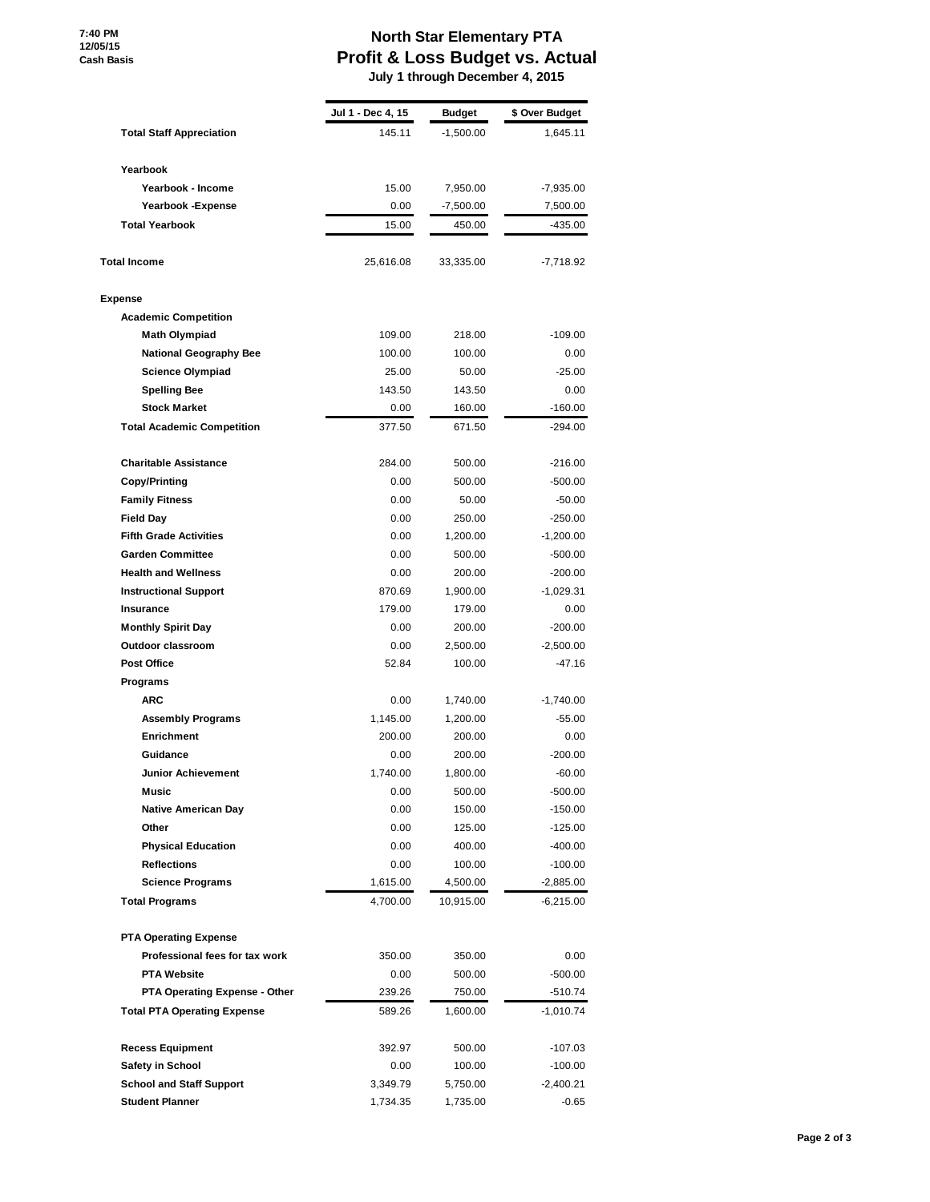# North Star Elementary PTA
## Profit & Loss Budget vs. Actual
**July 1 through December 4, 2015**

7:40 PM
12/05/15
Cash Basis

| | Jul 1 - Dec 4, 15 | Budget | $ Over Budget |
|---|---|---|---|
| **Total Staff Appreciation** | 145.11 | -1,500.00 | 1,645.11 |
| **Yearbook** | | | |
| **Yearbook - Income** | 15.00 | 7,950.00 | -7,935.00 |
| **Yearbook -Expense** | 0.00 | -7,500.00 | 7,500.00 |
| **Total Yearbook** | 15.00 | 450.00 | -435.00 |
| **Total Income** | 25,616.08 | 33,335.00 | -7,718.92 |
| **Expense** | | | |
| **Academic Competition** | | | |
| **Math Olympiad** | 109.00 | 218.00 | -109.00 |
| **National Geography Bee** | 100.00 | 100.00 | 0.00 |
| **Science Olympiad** | 25.00 | 50.00 | -25.00 |
| **Spelling Bee** | 143.50 | 143.50 | 0.00 |
| **Stock Market** | 0.00 | 160.00 | -160.00 |
| **Total Academic Competition** | 377.50 | 671.50 | -294.00 |
| **Charitable Assistance** | 284.00 | 500.00 | -216.00 |
| **Copy/Printing** | 0.00 | 500.00 | -500.00 |
| **Family Fitness** | 0.00 | 50.00 | -50.00 |
| **Field Day** | 0.00 | 250.00 | -250.00 |
| **Fifth Grade Activities** | 0.00 | 1,200.00 | -1,200.00 |
| **Garden Committee** | 0.00 | 500.00 | -500.00 |
| **Health and Wellness** | 0.00 | 200.00 | -200.00 |
| **Instructional Support** | 870.69 | 1,900.00 | -1,029.31 |
| **Insurance** | 179.00 | 179.00 | 0.00 |
| **Monthly Spirit Day** | 0.00 | 200.00 | -200.00 |
| **Outdoor classroom** | 0.00 | 2,500.00 | -2,500.00 |
| **Post Office** | 52.84 | 100.00 | -47.16 |
| **Programs** | | | |
| **ARC** | 0.00 | 1,740.00 | -1,740.00 |
| **Assembly Programs** | 1,145.00 | 1,200.00 | -55.00 |
| **Enrichment** | 200.00 | 200.00 | 0.00 |
| **Guidance** | 0.00 | 200.00 | -200.00 |
| **Junior Achievement** | 1,740.00 | 1,800.00 | -60.00 |
| **Music** | 0.00 | 500.00 | -500.00 |
| **Native American Day** | 0.00 | 150.00 | -150.00 |
| **Other** | 0.00 | 125.00 | -125.00 |
| **Physical Education** | 0.00 | 400.00 | -400.00 |
| **Reflections** | 0.00 | 100.00 | -100.00 |
| **Science Programs** | 1,615.00 | 4,500.00 | -2,885.00 |
| **Total Programs** | 4,700.00 | 10,915.00 | -6,215.00 |
| **PTA Operating Expense** | | | |
| **Professional fees for tax work** | 350.00 | 350.00 | 0.00 |
| **PTA Website** | 0.00 | 500.00 | -500.00 |
| **PTA Operating Expense - Other** | 239.26 | 750.00 | -510.74 |
| **Total PTA Operating Expense** | 589.26 | 1,600.00 | -1,010.74 |
| **Recess Equipment** | 392.97 | 500.00 | -107.03 |
| **Safety in School** | 0.00 | 100.00 | -100.00 |
| **School and Staff Support** | 3,349.79 | 5,750.00 | -2,400.21 |
| **Student Planner** | 1,734.35 | 1,735.00 | -0.65 |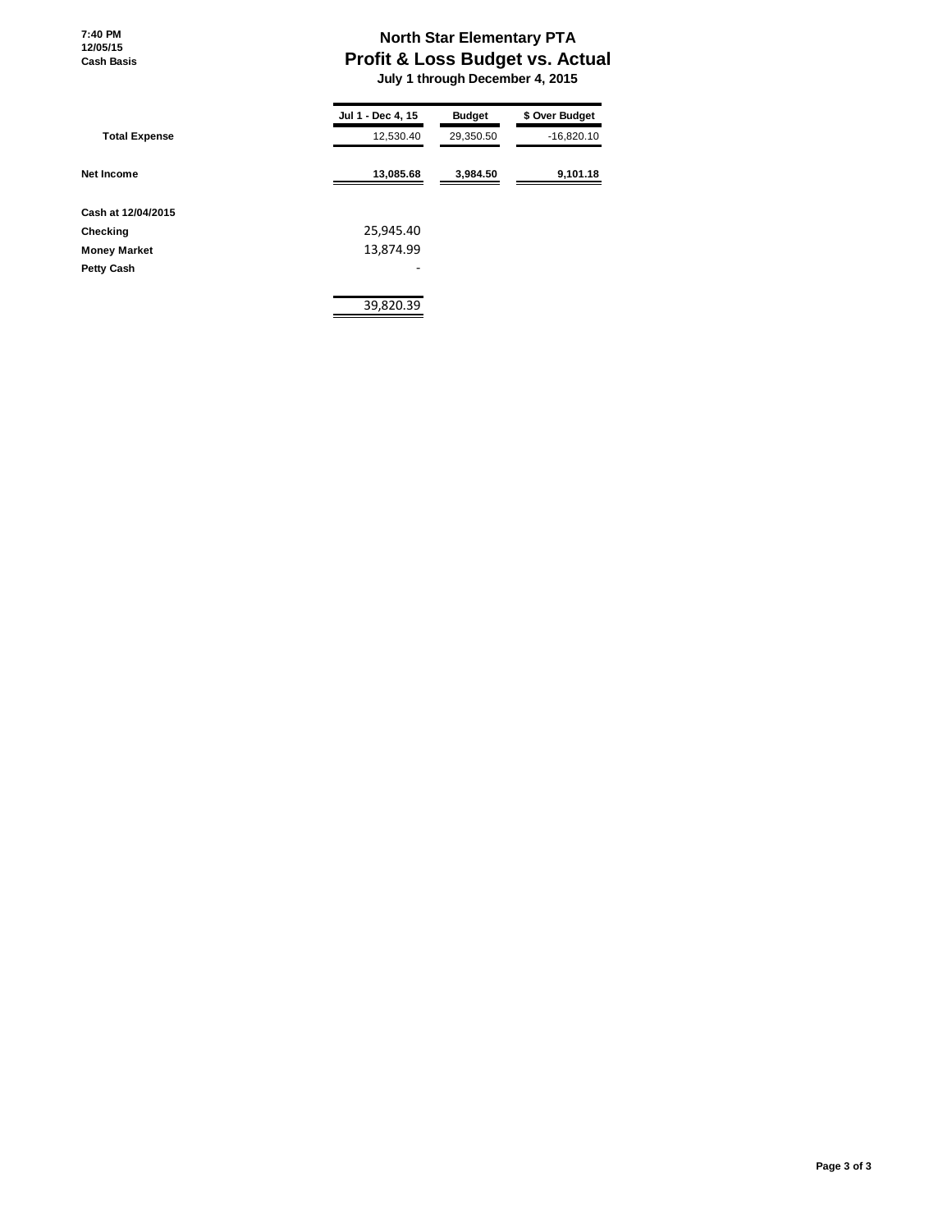7:40 PM
12/05/15
Cash Basis

# North Star Elementary PTA
## Profit & Loss Budget vs. Actual
### July 1 through December 4, 2015

| | Jul 1 - Dec 4, 15 | Budget | $ Over Budget |
|---|---|---|---|
| **Total Expense** | 12,530.40 | 29,350.50 | -16,820.10 |
| **Net Income** | **13,085.68** | **3,984.50** | **9,101.18** |
| **Cash at 12/04/2015** | | | |
| **Checking** | 25,945.40 | | |
| **Money Market** | 13,874.99 | | |
| **Petty Cash** | - | | |
| | 39,820.39 | | |